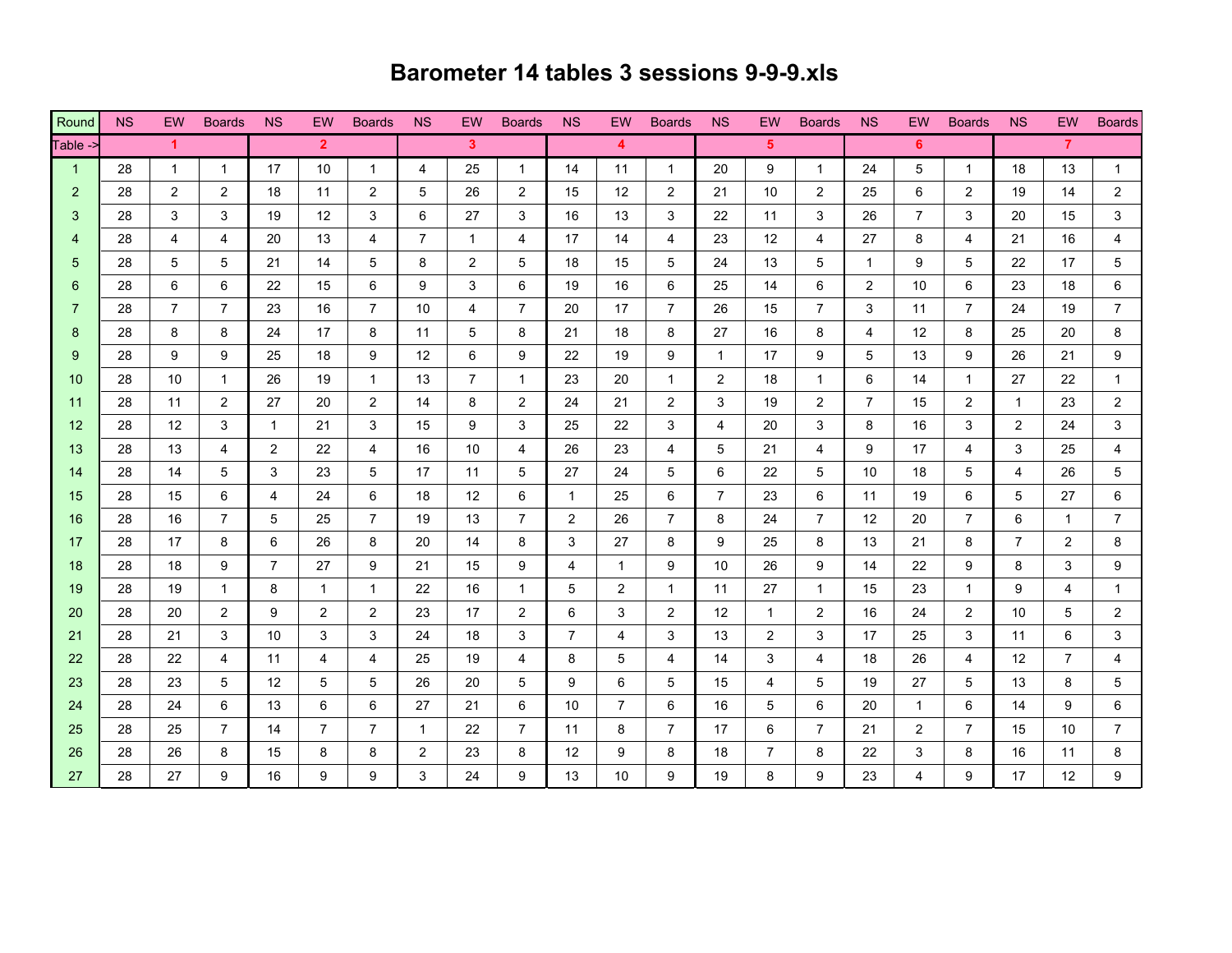# Barometer 14 tables 3 sessions 9-9-9.xls

| Round | NS | EW | Boards | NS | EW | Boards | NS | EW | Boards | NS | EW | Boards | NS | EW | Boards | NS | EW | Boards | NS | EW | Boards |
|---|---|---|---|---|---|---|---|---|---|---|---|---|---|---|---|---|---|---|---|---|---|
| Table -> | 1 | | | 2 | | | 3 | | | 4 | | | 5 | | | 6 | | | 7 | | |
| 1 | 28 | 1 | 1 | 17 | 10 | 1 | 4 | 25 | 1 | 14 | 11 | 1 | 20 | 9 | 1 | 24 | 5 | 1 | 18 | 13 | 1 |
| 2 | 28 | 2 | 2 | 18 | 11 | 2 | 5 | 26 | 2 | 15 | 12 | 2 | 21 | 10 | 2 | 25 | 6 | 2 | 19 | 14 | 2 |
| 3 | 28 | 3 | 3 | 19 | 12 | 3 | 6 | 27 | 3 | 16 | 13 | 3 | 22 | 11 | 3 | 26 | 7 | 3 | 20 | 15 | 3 |
| 4 | 28 | 4 | 4 | 20 | 13 | 4 | 7 | 1 | 4 | 17 | 14 | 4 | 23 | 12 | 4 | 27 | 8 | 4 | 21 | 16 | 4 |
| 5 | 28 | 5 | 5 | 21 | 14 | 5 | 8 | 2 | 5 | 18 | 15 | 5 | 24 | 13 | 5 | 1 | 9 | 5 | 22 | 17 | 5 |
| 6 | 28 | 6 | 6 | 22 | 15 | 6 | 9 | 3 | 6 | 19 | 16 | 6 | 25 | 14 | 6 | 2 | 10 | 6 | 23 | 18 | 6 |
| 7 | 28 | 7 | 7 | 23 | 16 | 7 | 10 | 4 | 7 | 20 | 17 | 7 | 26 | 15 | 7 | 3 | 11 | 7 | 24 | 19 | 7 |
| 8 | 28 | 8 | 8 | 24 | 17 | 8 | 11 | 5 | 8 | 21 | 18 | 8 | 27 | 16 | 8 | 4 | 12 | 8 | 25 | 20 | 8 |
| 9 | 28 | 9 | 9 | 25 | 18 | 9 | 12 | 6 | 9 | 22 | 19 | 9 | 1 | 17 | 9 | 5 | 13 | 9 | 26 | 21 | 9 |
| 10 | 28 | 10 | 1 | 26 | 19 | 1 | 13 | 7 | 1 | 23 | 20 | 1 | 2 | 18 | 1 | 6 | 14 | 1 | 27 | 22 | 1 |
| 11 | 28 | 11 | 2 | 27 | 20 | 2 | 14 | 8 | 2 | 24 | 21 | 2 | 3 | 19 | 2 | 7 | 15 | 2 | 1 | 23 | 2 |
| 12 | 28 | 12 | 3 | 1 | 21 | 3 | 15 | 9 | 3 | 25 | 22 | 3 | 4 | 20 | 3 | 8 | 16 | 3 | 2 | 24 | 3 |
| 13 | 28 | 13 | 4 | 2 | 22 | 4 | 16 | 10 | 4 | 26 | 23 | 4 | 5 | 21 | 4 | 9 | 17 | 4 | 3 | 25 | 4 |
| 14 | 28 | 14 | 5 | 3 | 23 | 5 | 17 | 11 | 5 | 27 | 24 | 5 | 6 | 22 | 5 | 10 | 18 | 5 | 4 | 26 | 5 |
| 15 | 28 | 15 | 6 | 4 | 24 | 6 | 18 | 12 | 6 | 1 | 25 | 6 | 7 | 23 | 6 | 11 | 19 | 6 | 5 | 27 | 6 |
| 16 | 28 | 16 | 7 | 5 | 25 | 7 | 19 | 13 | 7 | 2 | 26 | 7 | 8 | 24 | 7 | 12 | 20 | 7 | 6 | 1 | 7 |
| 17 | 28 | 17 | 8 | 6 | 26 | 8 | 20 | 14 | 8 | 3 | 27 | 8 | 9 | 25 | 8 | 13 | 21 | 8 | 7 | 2 | 8 |
| 18 | 28 | 18 | 9 | 7 | 27 | 9 | 21 | 15 | 9 | 4 | 1 | 9 | 10 | 26 | 9 | 14 | 22 | 9 | 8 | 3 | 9 |
| 19 | 28 | 19 | 1 | 8 | 1 | 1 | 22 | 16 | 1 | 5 | 2 | 1 | 11 | 27 | 1 | 15 | 23 | 1 | 9 | 4 | 1 |
| 20 | 28 | 20 | 2 | 9 | 2 | 2 | 23 | 17 | 2 | 6 | 3 | 2 | 12 | 1 | 2 | 16 | 24 | 2 | 10 | 5 | 2 |
| 21 | 28 | 21 | 3 | 10 | 3 | 3 | 24 | 18 | 3 | 7 | 4 | 3 | 13 | 2 | 3 | 17 | 25 | 3 | 11 | 6 | 3 |
| 22 | 28 | 22 | 4 | 11 | 4 | 4 | 25 | 19 | 4 | 8 | 5 | 4 | 14 | 3 | 4 | 18 | 26 | 4 | 12 | 7 | 4 |
| 23 | 28 | 23 | 5 | 12 | 5 | 5 | 26 | 20 | 5 | 9 | 6 | 5 | 15 | 4 | 5 | 19 | 27 | 5 | 13 | 8 | 5 |
| 24 | 28 | 24 | 6 | 13 | 6 | 6 | 27 | 21 | 6 | 10 | 7 | 6 | 16 | 5 | 6 | 20 | 1 | 6 | 14 | 9 | 6 |
| 25 | 28 | 25 | 7 | 14 | 7 | 7 | 1 | 22 | 7 | 11 | 8 | 7 | 17 | 6 | 7 | 21 | 2 | 7 | 15 | 10 | 7 |
| 26 | 28 | 26 | 8 | 15 | 8 | 8 | 2 | 23 | 8 | 12 | 9 | 8 | 18 | 7 | 8 | 22 | 3 | 8 | 16 | 11 | 8 |
| 27 | 28 | 27 | 9 | 16 | 9 | 9 | 3 | 24 | 9 | 13 | 10 | 9 | 19 | 8 | 9 | 23 | 4 | 9 | 17 | 12 | 9 |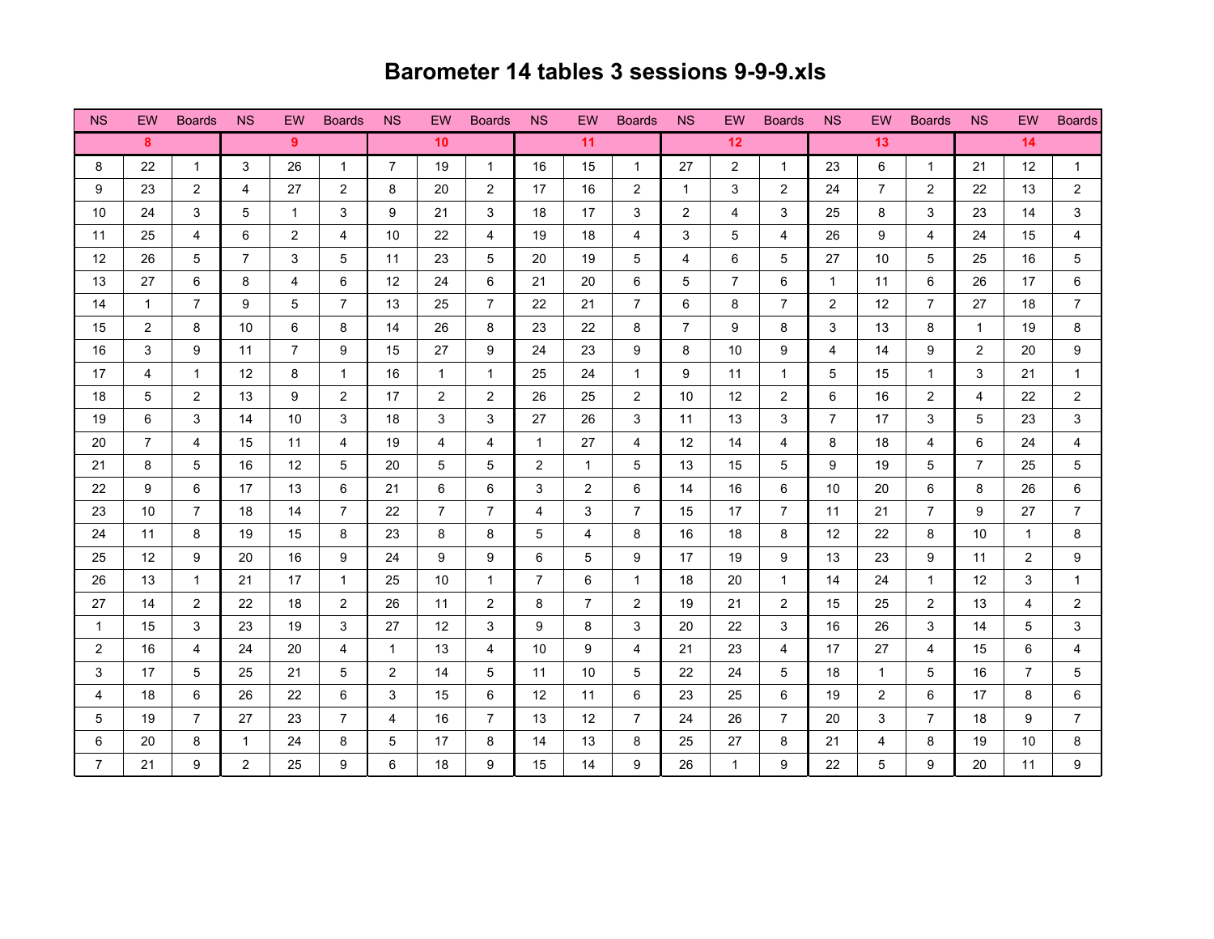# Barometer 14 tables 3 sessions 9-9-9.xls

| NS | EW | Boards | NS | EW | Boards | NS | EW | Boards | NS | EW | Boards | NS | EW | Boards | NS | EW | Boards | NS | EW | Boards |
|---|---|---|---|---|---|---|---|---|---|---|---|---|---|---|---|---|---|---|---|---|
| 8 | | | 9 | | | 10 | | | 11 | | | 12 | | | 13 | | | 14 | | |
| 8 | 22 | 1 | 3 | 26 | 1 | 7 | 19 | 1 | 16 | 15 | 1 | 27 | 2 | 1 | 23 | 6 | 1 | 21 | 12 | 1 |
| 9 | 23 | 2 | 4 | 27 | 2 | 8 | 20 | 2 | 17 | 16 | 2 | 1 | 3 | 2 | 24 | 7 | 2 | 22 | 13 | 2 |
| 10 | 24 | 3 | 5 | 1 | 3 | 9 | 21 | 3 | 18 | 17 | 3 | 2 | 4 | 3 | 25 | 8 | 3 | 23 | 14 | 3 |
| 11 | 25 | 4 | 6 | 2 | 4 | 10 | 22 | 4 | 19 | 18 | 4 | 3 | 5 | 4 | 26 | 9 | 4 | 24 | 15 | 4 |
| 12 | 26 | 5 | 7 | 3 | 5 | 11 | 23 | 5 | 20 | 19 | 5 | 4 | 6 | 5 | 27 | 10 | 5 | 25 | 16 | 5 |
| 13 | 27 | 6 | 8 | 4 | 6 | 12 | 24 | 6 | 21 | 20 | 6 | 5 | 7 | 6 | 1 | 11 | 6 | 26 | 17 | 6 |
| 14 | 1 | 7 | 9 | 5 | 7 | 13 | 25 | 7 | 22 | 21 | 7 | 6 | 8 | 7 | 2 | 12 | 7 | 27 | 18 | 7 |
| 15 | 2 | 8 | 10 | 6 | 8 | 14 | 26 | 8 | 23 | 22 | 8 | 7 | 9 | 8 | 3 | 13 | 8 | 1 | 19 | 8 |
| 16 | 3 | 9 | 11 | 7 | 9 | 15 | 27 | 9 | 24 | 23 | 9 | 8 | 10 | 9 | 4 | 14 | 9 | 2 | 20 | 9 |
| 17 | 4 | 1 | 12 | 8 | 1 | 16 | 1 | 1 | 25 | 24 | 1 | 9 | 11 | 1 | 5 | 15 | 1 | 3 | 21 | 1 |
| 18 | 5 | 2 | 13 | 9 | 2 | 17 | 2 | 2 | 26 | 25 | 2 | 10 | 12 | 2 | 6 | 16 | 2 | 4 | 22 | 2 |
| 19 | 6 | 3 | 14 | 10 | 3 | 18 | 3 | 3 | 27 | 26 | 3 | 11 | 13 | 3 | 7 | 17 | 3 | 5 | 23 | 3 |
| 20 | 7 | 4 | 15 | 11 | 4 | 19 | 4 | 4 | 1 | 27 | 4 | 12 | 14 | 4 | 8 | 18 | 4 | 6 | 24 | 4 |
| 21 | 8 | 5 | 16 | 12 | 5 | 20 | 5 | 5 | 2 | 1 | 5 | 13 | 15 | 5 | 9 | 19 | 5 | 7 | 25 | 5 |
| 22 | 9 | 6 | 17 | 13 | 6 | 21 | 6 | 6 | 3 | 2 | 6 | 14 | 16 | 6 | 10 | 20 | 6 | 8 | 26 | 6 |
| 23 | 10 | 7 | 18 | 14 | 7 | 22 | 7 | 7 | 4 | 3 | 7 | 15 | 17 | 7 | 11 | 21 | 7 | 9 | 27 | 7 |
| 24 | 11 | 8 | 19 | 15 | 8 | 23 | 8 | 8 | 5 | 4 | 8 | 16 | 18 | 8 | 12 | 22 | 8 | 10 | 1 | 8 |
| 25 | 12 | 9 | 20 | 16 | 9 | 24 | 9 | 9 | 6 | 5 | 9 | 17 | 19 | 9 | 13 | 23 | 9 | 11 | 2 | 9 |
| 26 | 13 | 1 | 21 | 17 | 1 | 25 | 10 | 1 | 7 | 6 | 1 | 18 | 20 | 1 | 14 | 24 | 1 | 12 | 3 | 1 |
| 27 | 14 | 2 | 22 | 18 | 2 | 26 | 11 | 2 | 8 | 7 | 2 | 19 | 21 | 2 | 15 | 25 | 2 | 13 | 4 | 2 |
| 1 | 15 | 3 | 23 | 19 | 3 | 27 | 12 | 3 | 9 | 8 | 3 | 20 | 22 | 3 | 16 | 26 | 3 | 14 | 5 | 3 |
| 2 | 16 | 4 | 24 | 20 | 4 | 1 | 13 | 4 | 10 | 9 | 4 | 21 | 23 | 4 | 17 | 27 | 4 | 15 | 6 | 4 |
| 3 | 17 | 5 | 25 | 21 | 5 | 2 | 14 | 5 | 11 | 10 | 5 | 22 | 24 | 5 | 18 | 1 | 5 | 16 | 7 | 5 |
| 4 | 18 | 6 | 26 | 22 | 6 | 3 | 15 | 6 | 12 | 11 | 6 | 23 | 25 | 6 | 19 | 2 | 6 | 17 | 8 | 6 |
| 5 | 19 | 7 | 27 | 23 | 7 | 4 | 16 | 7 | 13 | 12 | 7 | 24 | 26 | 7 | 20 | 3 | 7 | 18 | 9 | 7 |
| 6 | 20 | 8 | 1 | 24 | 8 | 5 | 17 | 8 | 14 | 13 | 8 | 25 | 27 | 8 | 21 | 4 | 8 | 19 | 10 | 8 |
| 7 | 21 | 9 | 2 | 25 | 9 | 6 | 18 | 9 | 15 | 14 | 9 | 26 | 1 | 9 | 22 | 5 | 9 | 20 | 11 | 9 |